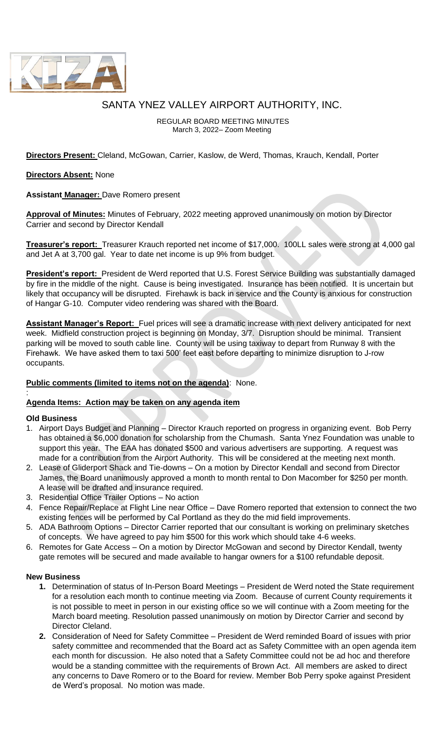# SANTA YNEZ VALLEY AIRPORT AUTHORITY, INC.

REGULAR BOARD MEETING MINUTES
March 3, 2022– Zoom Meeting

**Directors Present:** Cleland, McGowan, Carrier, Kaslow, de Werd, Thomas, Krauch, Kendall, Porter

**Directors Absent:** None

**Assistant Manager:** Dave Romero present

**Approval of Minutes:** Minutes of February, 2022 meeting approved unanimously on motion by Director Carrier and second by Director Kendall

**Treasurer's report:** Treasurer Krauch reported net income of $17,000. 100LL sales were strong at 4,000 gal and Jet A at 3,700 gal. Year to date net income is up 9% from budget.

**President's report:** President de Werd reported that U.S. Forest Service Building was substantially damaged by fire in the middle of the night. Cause is being investigated. Insurance has been notified. It is uncertain but likely that occupancy will be disrupted. Firehawk is back in service and the County is anxious for construction of Hangar G-10. Computer video rendering was shared with the Board.

**Assistant Manager's Report:** Fuel prices will see a dramatic increase with next delivery anticipated for next week. Midfield construction project is beginning on Monday, 3/7. Disruption should be minimal. Transient parking will be moved to south cable line. County will be using taxiway to depart from Runway 8 with the Firehawk. We have asked them to taxi 500' feet east before departing to minimize disruption to J-row occupants.

**Public comments (limited to items not on the agenda)**: None.

:

**Agenda Items: Action may be taken on any agenda item**

**Old Business**

1. Airport Days Budget and Planning – Director Krauch reported on progress in organizing event. Bob Perry has obtained a $6,000 donation for scholarship from the Chumash. Santa Ynez Foundation was unable to support this year. The EAA has donated $500 and various advertisers are supporting. A request was made for a contribution from the Airport Authority. This will be considered at the meeting next month.
2. Lease of Gliderport Shack and Tie-downs – On a motion by Director Kendall and second from Director James, the Board unanimously approved a month to month rental to Don Macomber for $250 per month. A lease will be drafted and insurance required.
3. Residential Office Trailer Options – No action
4. Fence Repair/Replace at Flight Line near Office – Dave Romero reported that extension to connect the two existing fences will be performed by Cal Portland as they do the mid field improvements.
5. ADA Bathroom Options – Director Carrier reported that our consultant is working on preliminary sketches of concepts. We have agreed to pay him $500 for this work which should take 4-6 weeks.
6. Remotes for Gate Access – On a motion by Director McGowan and second by Director Kendall, twenty gate remotes will be secured and made available to hangar owners for a $100 refundable deposit.

**New Business**

1. Determination of status of In-Person Board Meetings – President de Werd noted the State requirement for a resolution each month to continue meeting via Zoom. Because of current County requirements it is not possible to meet in person in our existing office so we will continue with a Zoom meeting for the March board meeting. Resolution passed unanimously on motion by Director Carrier and second by Director Cleland.
2. Consideration of Need for Safety Committee – President de Werd reminded Board of issues with prior safety committee and recommended that the Board act as Safety Committee with an open agenda item each month for discussion. He also noted that a Safety Committee could not be ad hoc and therefore would be a standing committee with the requirements of Brown Act. All members are asked to direct any concerns to Dave Romero or to the Board for review. Member Bob Perry spoke against President de Werd's proposal. No motion was made.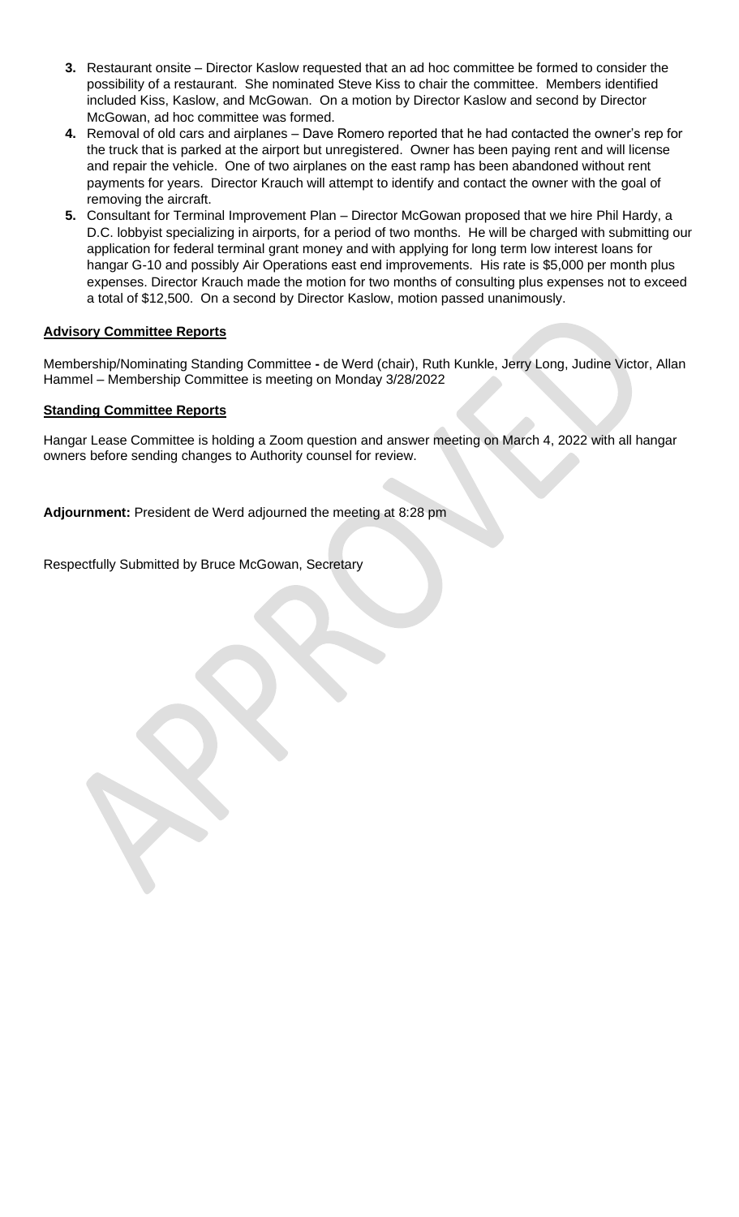3. Restaurant onsite – Director Kaslow requested that an ad hoc committee be formed to consider the possibility of a restaurant. She nominated Steve Kiss to chair the committee. Members identified included Kiss, Kaslow, and McGowan. On a motion by Director Kaslow and second by Director McGowan, ad hoc committee was formed.
4. Removal of old cars and airplanes – Dave Romero reported that he had contacted the owner's rep for the truck that is parked at the airport but unregistered. Owner has been paying rent and will license and repair the vehicle. One of two airplanes on the east ramp has been abandoned without rent payments for years. Director Krauch will attempt to identify and contact the owner with the goal of removing the aircraft.
5. Consultant for Terminal Improvement Plan – Director McGowan proposed that we hire Phil Hardy, a D.C. lobbyist specializing in airports, for a period of two months. He will be charged with submitting our application for federal terminal grant money and with applying for long term low interest loans for hangar G-10 and possibly Air Operations east end improvements. His rate is $5,000 per month plus expenses. Director Krauch made the motion for two months of consulting plus expenses not to exceed a total of $12,500. On a second by Director Kaslow, motion passed unanimously.

**Advisory Committee Reports**

Membership/Nominating Standing Committee **-** de Werd (chair), Ruth Kunkle, Jerry Long, Judine Victor, Allan Hammel – Membership Committee is meeting on Monday 3/28/2022

**Standing Committee Reports**

Hangar Lease Committee is holding a Zoom question and answer meeting on March 4, 2022 with all hangar owners before sending changes to Authority counsel for review.

**Adjournment:** President de Werd adjourned the meeting at 8:28 pm

Respectfully Submitted by Bruce McGowan, Secretary

APPROVED